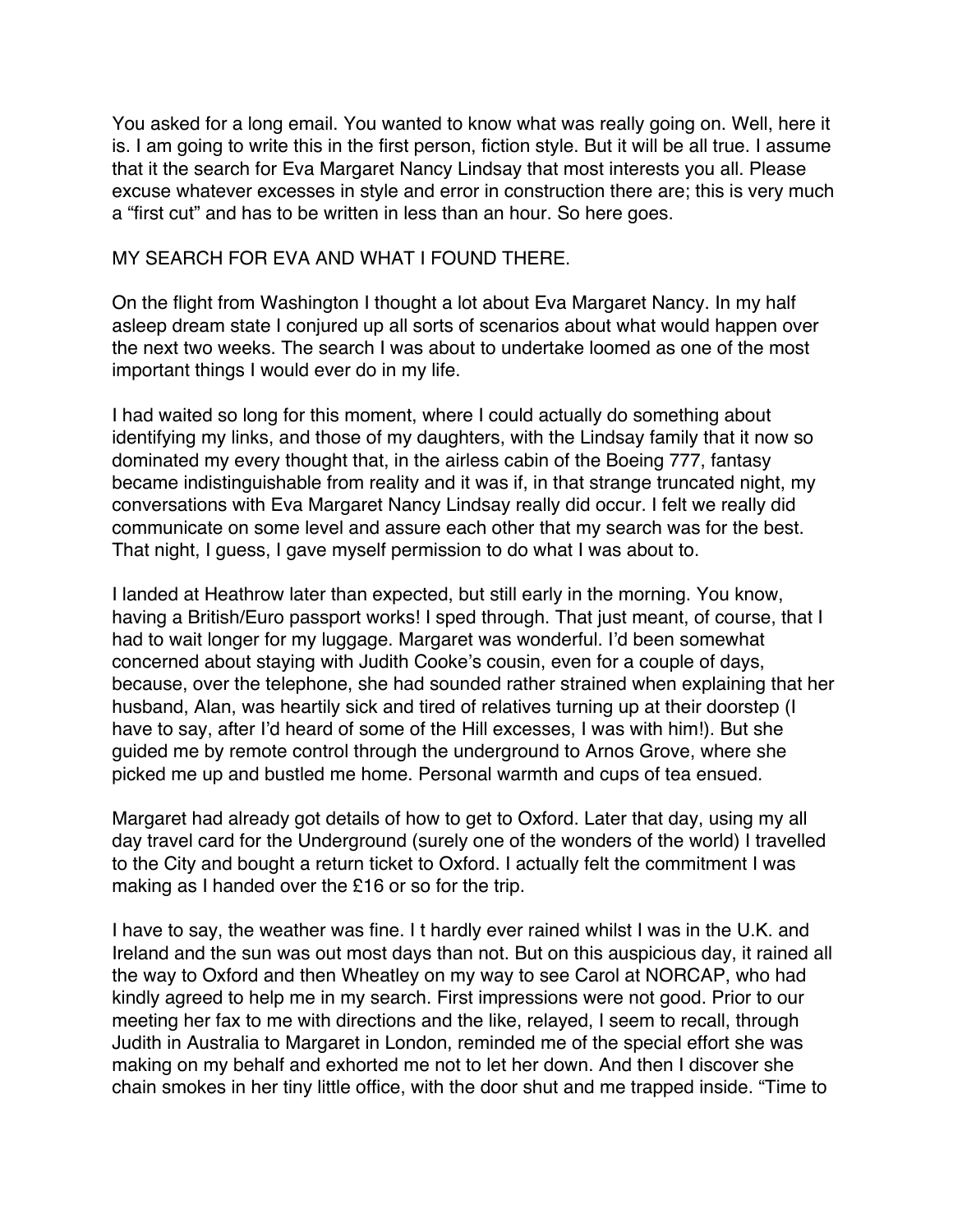You asked for a long email. You wanted to know what was really going on. Well, here it is. I am going to write this in the first person, fiction style. But it will be all true. I assume that it the search for Eva Margaret Nancy Lindsay that most interests you all. Please excuse whatever excesses in style and error in construction there are; this is very much a "first cut" and has to be written in less than an hour. So here goes.

MY SEARCH FOR EVA AND WHAT I FOUND THERE.

On the flight from Washington I thought a lot about Eva Margaret Nancy. In my half asleep dream state I conjured up all sorts of scenarios about what would happen over the next two weeks. The search I was about to undertake loomed as one of the most important things I would ever do in my life.

I had waited so long for this moment, where I could actually do something about identifying my links, and those of my daughters, with the Lindsay family that it now so dominated my every thought that, in the airless cabin of the Boeing 777, fantasy became indistinguishable from reality and it was if, in that strange truncated night, my conversations with Eva Margaret Nancy Lindsay really did occur. I felt we really did communicate on some level and assure each other that my search was for the best. That night, I guess, I gave myself permission to do what I was about to.

I landed at Heathrow later than expected, but still early in the morning. You know, having a British/Euro passport works! I sped through. That just meant, of course, that I had to wait longer for my luggage. Margaret was wonderful. I'd been somewhat concerned about staying with Judith Cooke's cousin, even for a couple of days, because, over the telephone, she had sounded rather strained when explaining that her husband, Alan, was heartily sick and tired of relatives turning up at their doorstep (I have to say, after I'd heard of some of the Hill excesses, I was with him!). But she guided me by remote control through the underground to Arnos Grove, where she picked me up and bustled me home. Personal warmth and cups of tea ensued.

Margaret had already got details of how to get to Oxford. Later that day, using my all day travel card for the Underground (surely one of the wonders of the world) I travelled to the City and bought a return ticket to Oxford. I actually felt the commitment I was making as I handed over the £16 or so for the trip.

I have to say, the weather was fine. I t hardly ever rained whilst I was in the U.K. and Ireland and the sun was out most days than not. But on this auspicious day, it rained all the way to Oxford and then Wheatley on my way to see Carol at NORCAP, who had kindly agreed to help me in my search. First impressions were not good. Prior to our meeting her fax to me with directions and the like, relayed, I seem to recall, through Judith in Australia to Margaret in London, reminded me of the special effort she was making on my behalf and exhorted me not to let her down. And then I discover she chain smokes in her tiny little office, with the door shut and me trapped inside. "Time to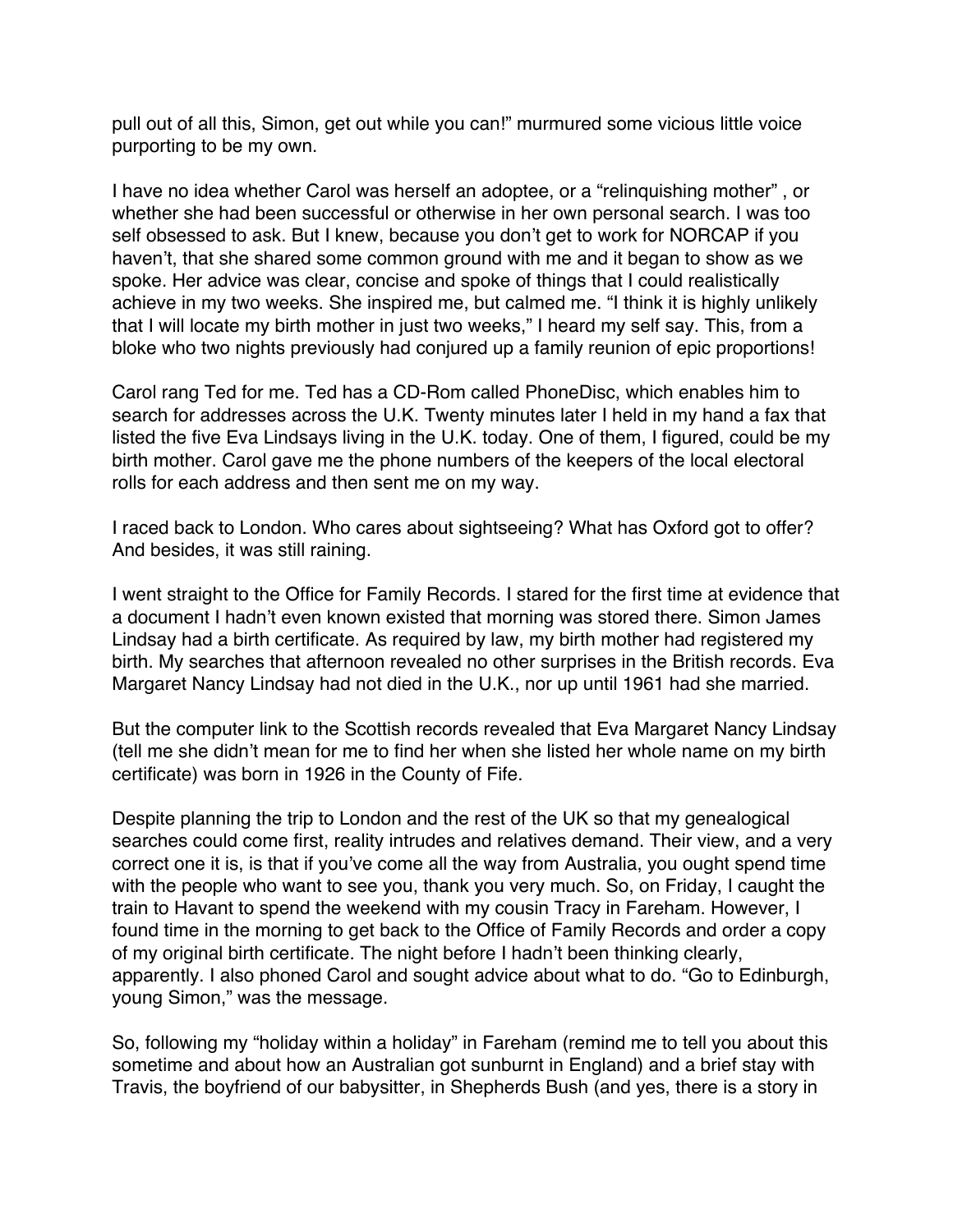pull out of all this, Simon, get out while you can!" murmured some vicious little voice purporting to be my own.

I have no idea whether Carol was herself an adoptee, or a "relinquishing mother" , or whether she had been successful or otherwise in her own personal search. I was too self obsessed to ask. But I knew, because you don't get to work for NORCAP if you haven't, that she shared some common ground with me and it began to show as we spoke. Her advice was clear, concise and spoke of things that I could realistically achieve in my two weeks. She inspired me, but calmed me. "I think it is highly unlikely that I will locate my birth mother in just two weeks," I heard my self say. This, from a bloke who two nights previously had conjured up a family reunion of epic proportions!

Carol rang Ted for me. Ted has a CD-Rom called PhoneDisc, which enables him to search for addresses across the U.K. Twenty minutes later I held in my hand a fax that listed the five Eva Lindsays living in the U.K. today. One of them, I figured, could be my birth mother. Carol gave me the phone numbers of the keepers of the local electoral rolls for each address and then sent me on my way.

I raced back to London. Who cares about sightseeing? What has Oxford got to offer? And besides, it was still raining.

I went straight to the Office for Family Records. I stared for the first time at evidence that a document I hadn't even known existed that morning was stored there. Simon James Lindsay had a birth certificate. As required by law, my birth mother had registered my birth. My searches that afternoon revealed no other surprises in the British records. Eva Margaret Nancy Lindsay had not died in the U.K., nor up until 1961 had she married.

But the computer link to the Scottish records revealed that Eva Margaret Nancy Lindsay (tell me she didn't mean for me to find her when she listed her whole name on my birth certificate) was born in 1926 in the County of Fife.

Despite planning the trip to London and the rest of the UK so that my genealogical searches could come first, reality intrudes and relatives demand. Their view, and a very correct one it is, is that if you've come all the way from Australia, you ought spend time with the people who want to see you, thank you very much. So, on Friday, I caught the train to Havant to spend the weekend with my cousin Tracy in Fareham. However, I found time in the morning to get back to the Office of Family Records and order a copy of my original birth certificate. The night before I hadn't been thinking clearly, apparently. I also phoned Carol and sought advice about what to do. "Go to Edinburgh, young Simon," was the message.

So, following my "holiday within a holiday" in Fareham (remind me to tell you about this sometime and about how an Australian got sunburnt in England) and a brief stay with Travis, the boyfriend of our babysitter, in Shepherds Bush (and yes, there is a story in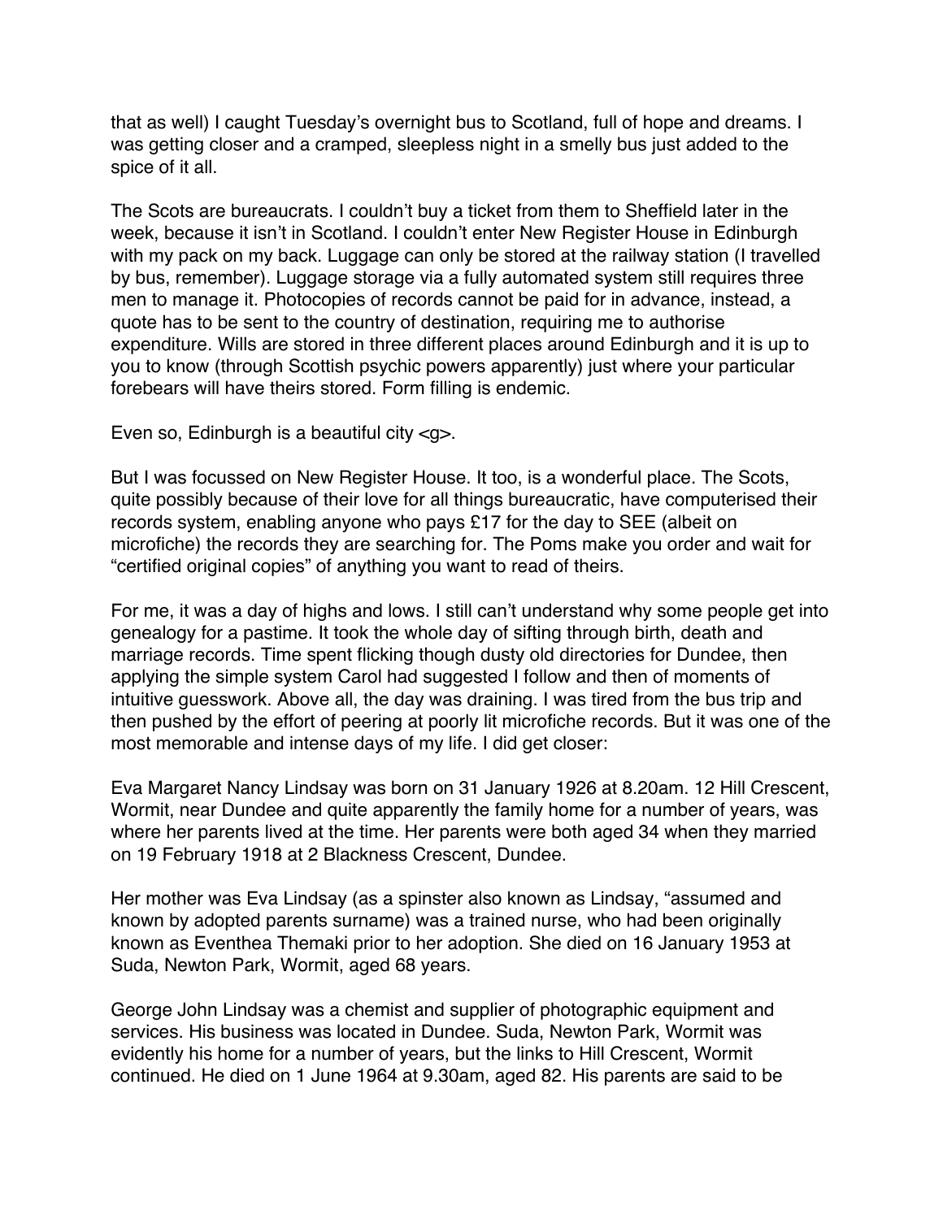that as well) I caught Tuesday's overnight bus to Scotland, full of hope and dreams. I was getting closer and a cramped, sleepless night in a smelly bus just added to the spice of it all.

The Scots are bureaucrats. I couldn't buy a ticket from them to Sheffield later in the week, because it isn't in Scotland. I couldn't enter New Register House in Edinburgh with my pack on my back. Luggage can only be stored at the railway station (I travelled by bus, remember). Luggage storage via a fully automated system still requires three men to manage it. Photocopies of records cannot be paid for in advance, instead, a quote has to be sent to the country of destination, requiring me to authorise expenditure. Wills are stored in three different places around Edinburgh and it is up to you to know (through Scottish psychic powers apparently) just where your particular forebears will have theirs stored. Form filling is endemic.

Even so, Edinburgh is a beautiful city <g>.

But I was focussed on New Register House. It too, is a wonderful place. The Scots, quite possibly because of their love for all things bureaucratic, have computerised their records system, enabling anyone who pays £17 for the day to SEE (albeit on microfiche) the records they are searching for. The Poms make you order and wait for "certified original copies" of anything you want to read of theirs.

For me, it was a day of highs and lows. I still can't understand why some people get into genealogy for a pastime. It took the whole day of sifting through birth, death and marriage records. Time spent flicking though dusty old directories for Dundee, then applying the simple system Carol had suggested I follow and then of moments of intuitive guesswork. Above all, the day was draining. I was tired from the bus trip and then pushed by the effort of peering at poorly lit microfiche records. But it was one of the most memorable and intense days of my life. I did get closer:

Eva Margaret Nancy Lindsay was born on 31 January 1926 at 8.20am. 12 Hill Crescent, Wormit, near Dundee and quite apparently the family home for a number of years, was where her parents lived at the time. Her parents were both aged 34 when they married on 19 February 1918 at 2 Blackness Crescent, Dundee.

Her mother was Eva Lindsay (as a spinster also known as Lindsay, "assumed and known by adopted parents surname) was a trained nurse, who had been originally known as Eventhea Themaki prior to her adoption. She died on 16 January 1953 at Suda, Newton Park, Wormit, aged 68 years.

George John Lindsay was a chemist and supplier of photographic equipment and services. His business was located in Dundee. Suda, Newton Park, Wormit was evidently his home for a number of years, but the links to Hill Crescent, Wormit continued. He died on 1 June 1964 at 9.30am, aged 82. His parents are said to be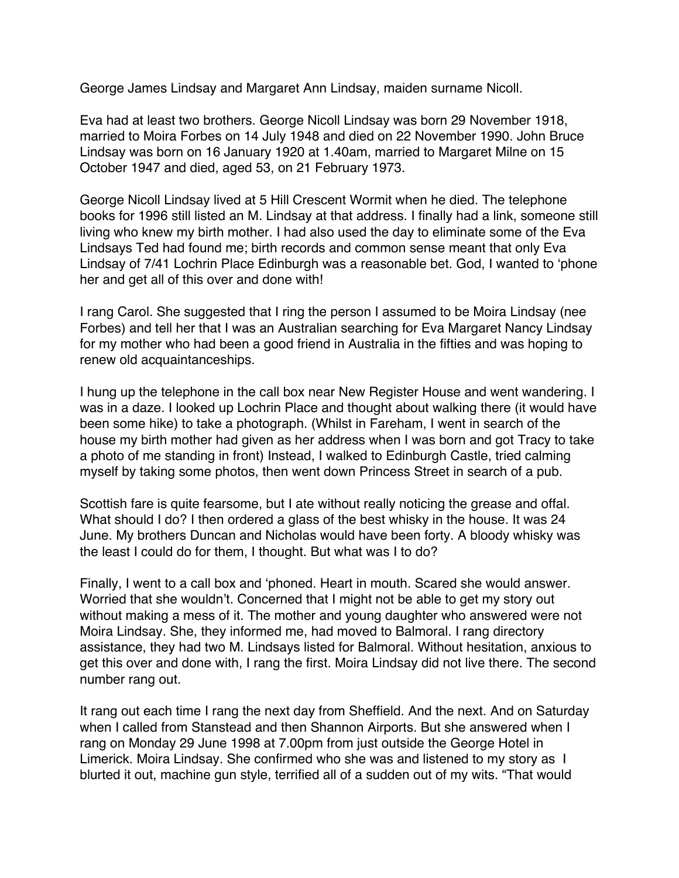George James Lindsay and Margaret Ann Lindsay, maiden surname Nicoll.

Eva had at least two brothers. George Nicoll Lindsay was born 29 November 1918, married to Moira Forbes on 14 July 1948 and died on 22 November 1990. John Bruce Lindsay was born on 16 January 1920 at 1.40am, married to Margaret Milne on 15 October 1947 and died, aged 53, on 21 February 1973.

George Nicoll Lindsay lived at 5 Hill Crescent Wormit when he died. The telephone books for 1996 still listed an M. Lindsay at that address. I finally had a link, someone still living who knew my birth mother. I had also used the day to eliminate some of the Eva Lindsays Ted had found me; birth records and common sense meant that only Eva Lindsay of 7/41 Lochrin Place Edinburgh was a reasonable bet. God, I wanted to 'phone her and get all of this over and done with!

I rang Carol. She suggested that I ring the person I assumed to be Moira Lindsay (nee Forbes) and tell her that I was an Australian searching for Eva Margaret Nancy Lindsay for my mother who had been a good friend in Australia in the fifties and was hoping to renew old acquaintanceships.

I hung up the telephone in the call box near New Register House and went wandering. I was in a daze. I looked up Lochrin Place and thought about walking there (it would have been some hike) to take a photograph. (Whilst in Fareham, I went in search of the house my birth mother had given as her address when I was born and got Tracy to take a photo of me standing in front) Instead, I walked to Edinburgh Castle, tried calming myself by taking some photos, then went down Princess Street in search of a pub.

Scottish fare is quite fearsome, but I ate without really noticing the grease and offal. What should I do? I then ordered a glass of the best whisky in the house. It was 24 June. My brothers Duncan and Nicholas would have been forty. A bloody whisky was the least I could do for them, I thought. But what was I to do?

Finally, I went to a call box and 'phoned. Heart in mouth. Scared she would answer. Worried that she wouldn't. Concerned that I might not be able to get my story out without making a mess of it. The mother and young daughter who answered were not Moira Lindsay. She, they informed me, had moved to Balmoral. I rang directory assistance, they had two M. Lindsays listed for Balmoral. Without hesitation, anxious to get this over and done with, I rang the first. Moira Lindsay did not live there. The second number rang out.

It rang out each time I rang the next day from Sheffield. And the next. And on Saturday when I called from Stanstead and then Shannon Airports. But she answered when I rang on Monday 29 June 1998 at 7.00pm from just outside the George Hotel in Limerick. Moira Lindsay. She confirmed who she was and listened to my story as I blurted it out, machine gun style, terrified all of a sudden out of my wits. "That would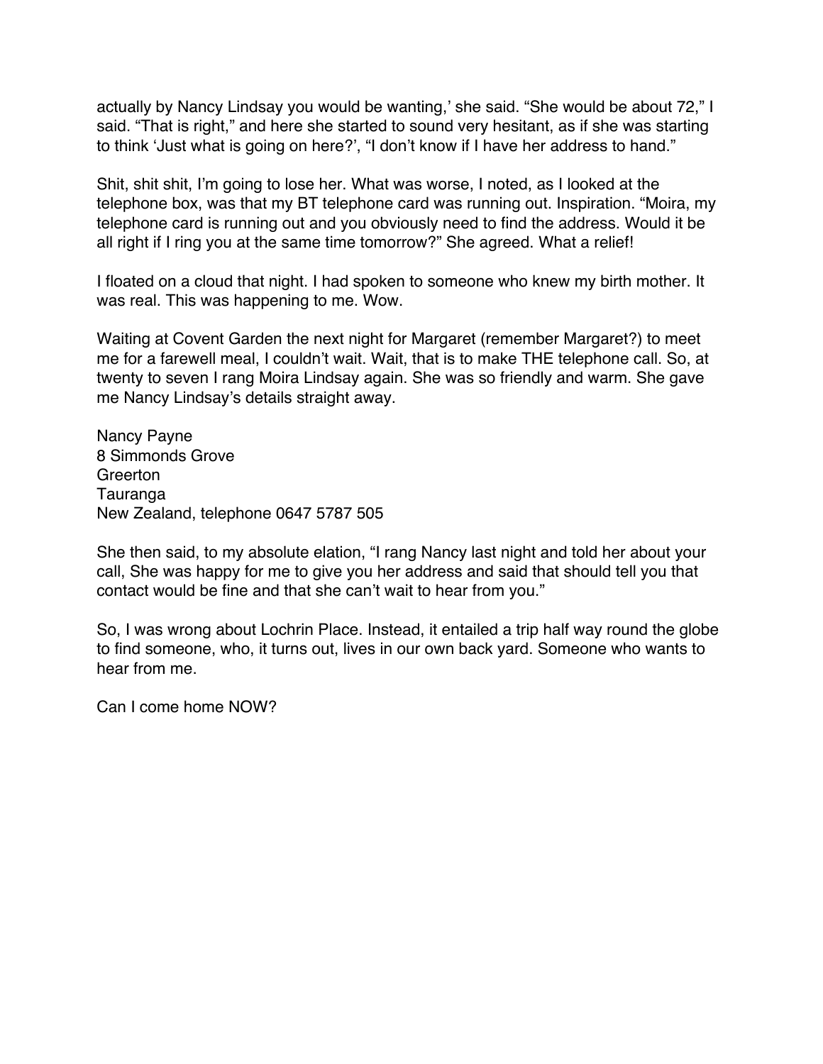actually by Nancy Lindsay you would be wanting,' she said. "She would be about 72," I said. "That is right," and here she started to sound very hesitant, as if she was starting to think 'Just what is going on here?', "I don't know if I have her address to hand."

Shit, shit shit, I'm going to lose her. What was worse, I noted, as I looked at the telephone box, was that my BT telephone card was running out. Inspiration. "Moira, my telephone card is running out and you obviously need to find the address. Would it be all right if I ring you at the same time tomorrow?" She agreed. What a relief!

I floated on a cloud that night. I had spoken to someone who knew my birth mother. It was real. This was happening to me. Wow.

Waiting at Covent Garden the next night for Margaret (remember Margaret?) to meet me for a farewell meal, I couldn't wait. Wait, that is to make THE telephone call. So, at twenty to seven I rang Moira Lindsay again. She was so friendly and warm. She gave me Nancy Lindsay's details straight away.

Nancy Payne
8 Simmonds Grove
Greerton
Tauranga
New Zealand, telephone 0647 5787 505

She then said, to my absolute elation, "I rang Nancy last night and told her about your call, She was happy for me to give you her address and said that should tell you that contact would be fine and that she can't wait to hear from you."

So, I was wrong about Lochrin Place. Instead, it entailed a trip half way round the globe to find someone, who, it turns out, lives in our own back yard. Someone who wants to hear from me.

Can I come home NOW?